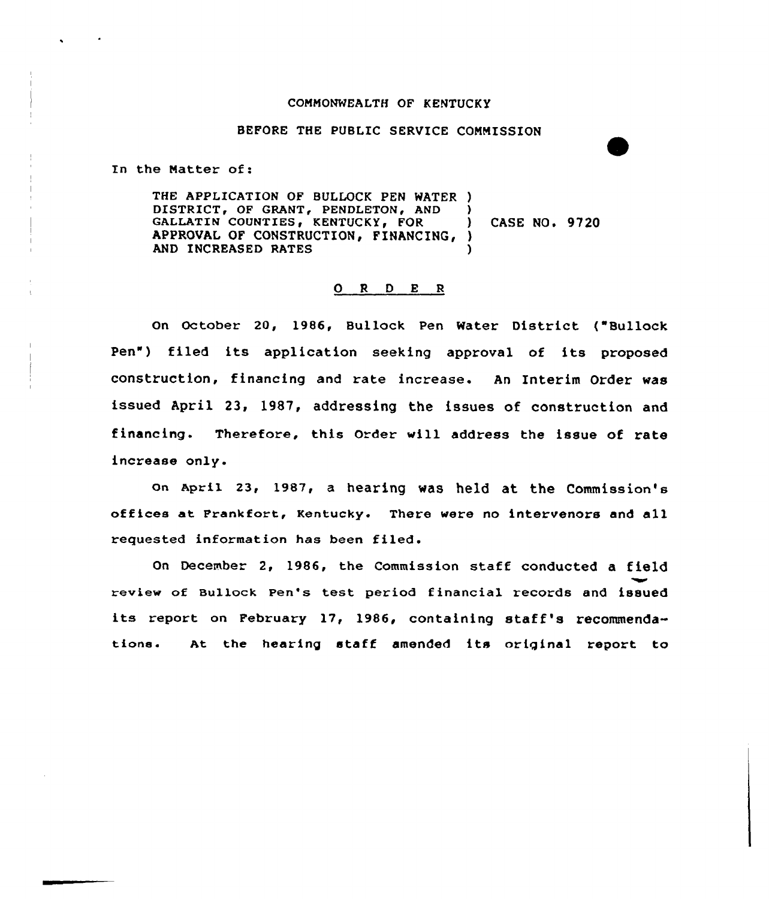COMMONWEALTH OF KENTUCKY

BEFORE THE PUBLIC SERVICE COMMISSION

In the Matter of:

THE APPLICATION OF BULLOCK PEN WATER )
DISTRICT, OF GRANT, PENDLETON, AND )
GALLATIN COUNTIES, KENTUCKY, FOR ) CASE NO. 9720
APPROVAL OF CONSTRUCTION, FINANCING, )
AND INCREASED RATES )

## O R D E R

On October 20, 1986, Bullock Pen Water District ("Bullock Pen") filed its application seeking approval of its proposed construction, financing and rate increase. An Interim Order was issued April 23, 1987, addressing the issues of construction and financing. Therefore, this Order will address the issue of rate increase only.

On April 23, 1987, a hearing was held at the Commission's offices at Frankfort, Kentucky. There were no intervenors and all requested information has been filed.

On December 2, 1986, the Commission staff conducted a field review of Bullock Pen's test period financial records and issued its report on February 17, 1986, containing staff's recommendations. At the hearing staff amended its original report to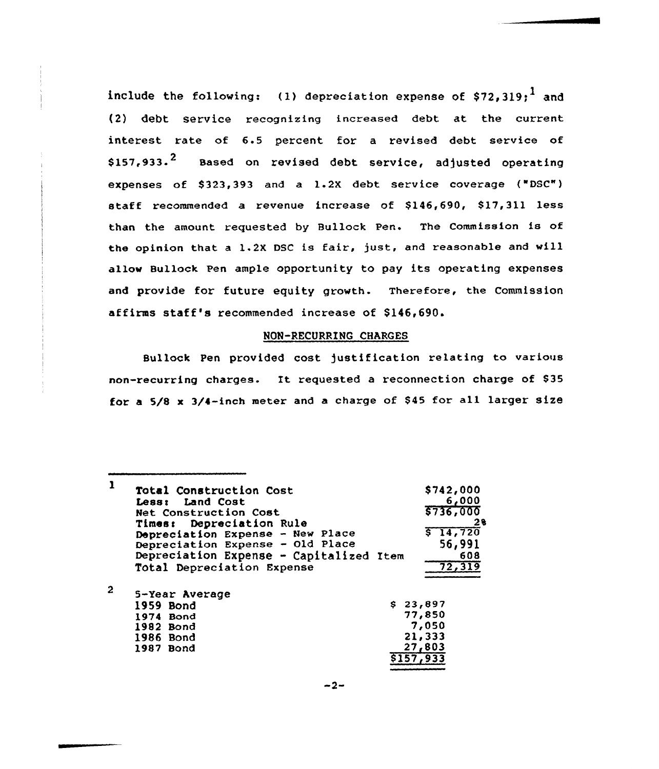include the following: (1) depreciation expense of $72,319;[1] and (2) debt service recognizing increased debt at the current interest rate of 6.5 percent for a revised debt service of $157,933.[2] Based on revised debt service, adjusted operating expenses of $323,393 and a 1.2X debt service coverage ("DSC") staff recommended a revenue increase of $146,690, $17,311 less than the amount requested by Bullock Pen. The Commission is of the opinion that a 1.2X DSC is fair, just, and reasonable and will allow Bullock Pen ample opportunity to pay its operating expenses and provide for future equity growth. Therefore, the Commission affirms staff's recommended increase of $146,690.

## NON-RECURRING CHARGES

Bullock Pen provided cost justification relating to various non-recurring charges. It requested a reconnection charge of $35 for a 5/8 x 3/4-inch meter and a charge of $45 for all larger size

---

[1]

| | |
|---|---|
| Total Construction Cost | $742,000 |
| Less: Land Cost | 6,000 |
| Net Construction Cost | $736,000 |
| Times: Depreciation Rule | 2% |
| Depreciation Expense - New Place | $ 14,720 |
| Depreciation Expense - Old Place | 56,991 |
| Depreciation Expense - Capitalized Item | 608 |
| Total Depreciation Expense | 72,319 |

[2]

| | |
|---|---|
| 5-Year Average | |
| 1959 Bond | $ 23,897 |
| 1974 Bond | 77,850 |
| 1982 Bond | 7,050 |
| 1986 Bond | 21,333 |
| 1987 Bond | 27,803 |
| | $157,933 |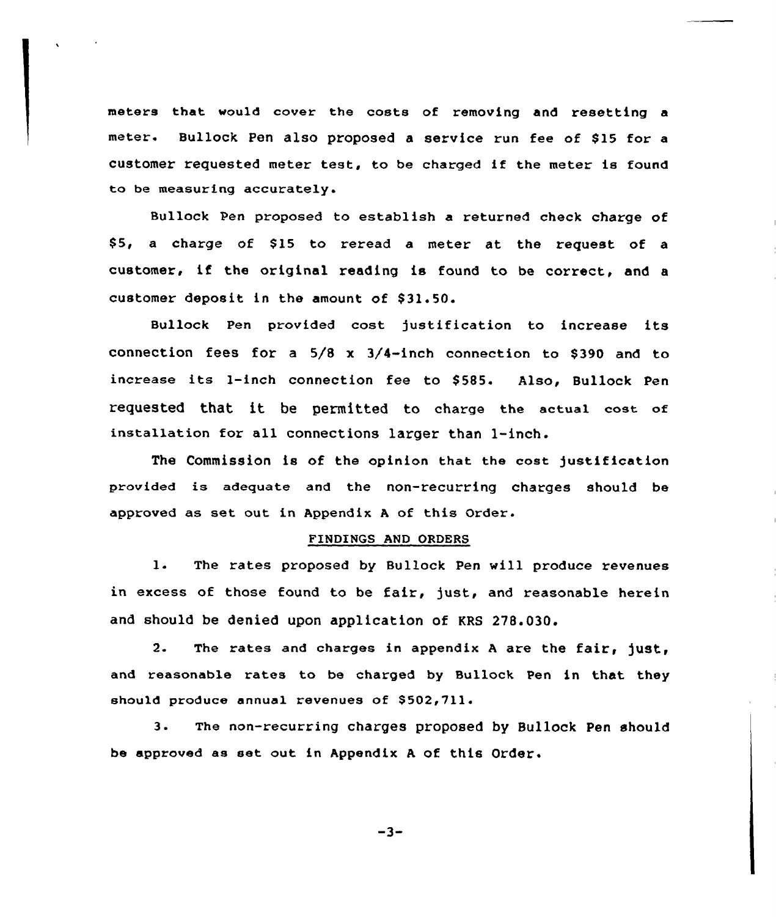meters that would cover the costs of removing and resetting a meter. Bullock Pen also proposed a service run fee of $15 for a customer requested meter test, to be charged if the meter is found to be measuring accurately.

Bullock Pen proposed to establish a returned check charge of $5, a charge of $15 to reread a meter at the request of a customer, if the original reading is found to be correct, and a customer deposit in the amount of $31.50.

Bullock Pen provided cost justification to increase its connection fees for a 5/8 x 3/4-inch connection to $390 and to increase its 1-inch connection fee to $585. Also, Bullock Pen requested that it be permitted to charge the actual cost of installation for all connections larger than 1-inch.

The Commission is of the opinion that the cost justification provided is adequate and the non-recurring charges should be approved as set out in Appendix A of this Order.

FINDINGS AND ORDERS

1. The rates proposed by Bullock Pen will produce revenues in excess of those found to be fair, just, and reasonable herein and should be denied upon application of KRS 278.030.

2. The rates and charges in appendix A are the fair, just, and reasonable rates to be charged by Bullock Pen in that they should produce annual revenues of $502,711.

3. The non-recurring charges proposed by Bullock Pen should be approved as set out in Appendix A of this Order.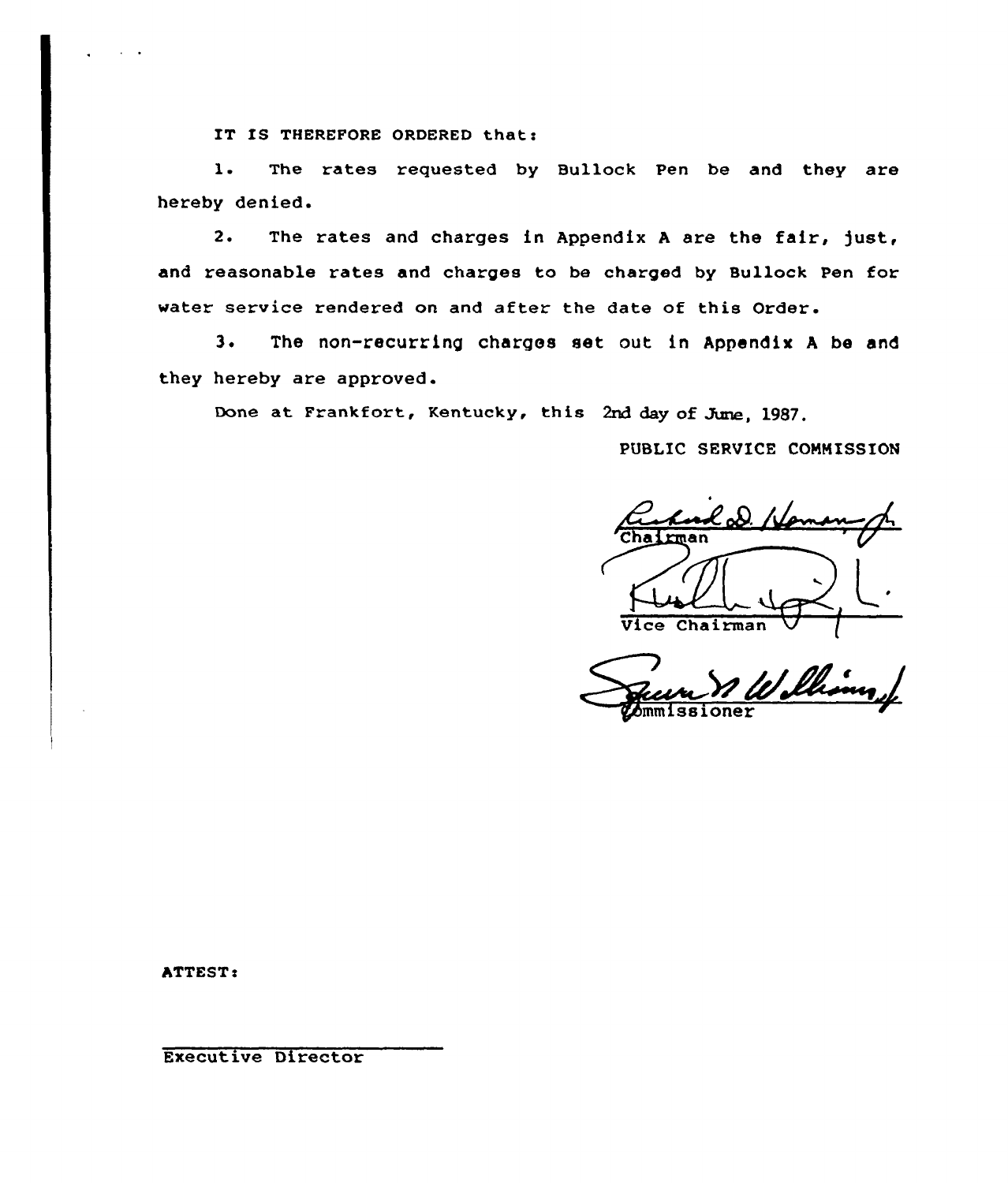IT IS THEREFORE ORDERED that:

1. The rates requested by Bullock Pen be and they are hereby denied.

2. The rates and charges in Appendix A are the fair, just, and reasonable rates and charges to be charged by Bullock Pen for water service rendered on and after the date of this Order.

3. The non-recurring charges set out in Appendix A be and they hereby are approved.

Done at Frankfort, Kentucky, this 2nd day of June, 1987.

PUBLIC SERVICE COMMISSION

Chairman

Vice Chairman

Commissioner

ATTEST:

Executive Director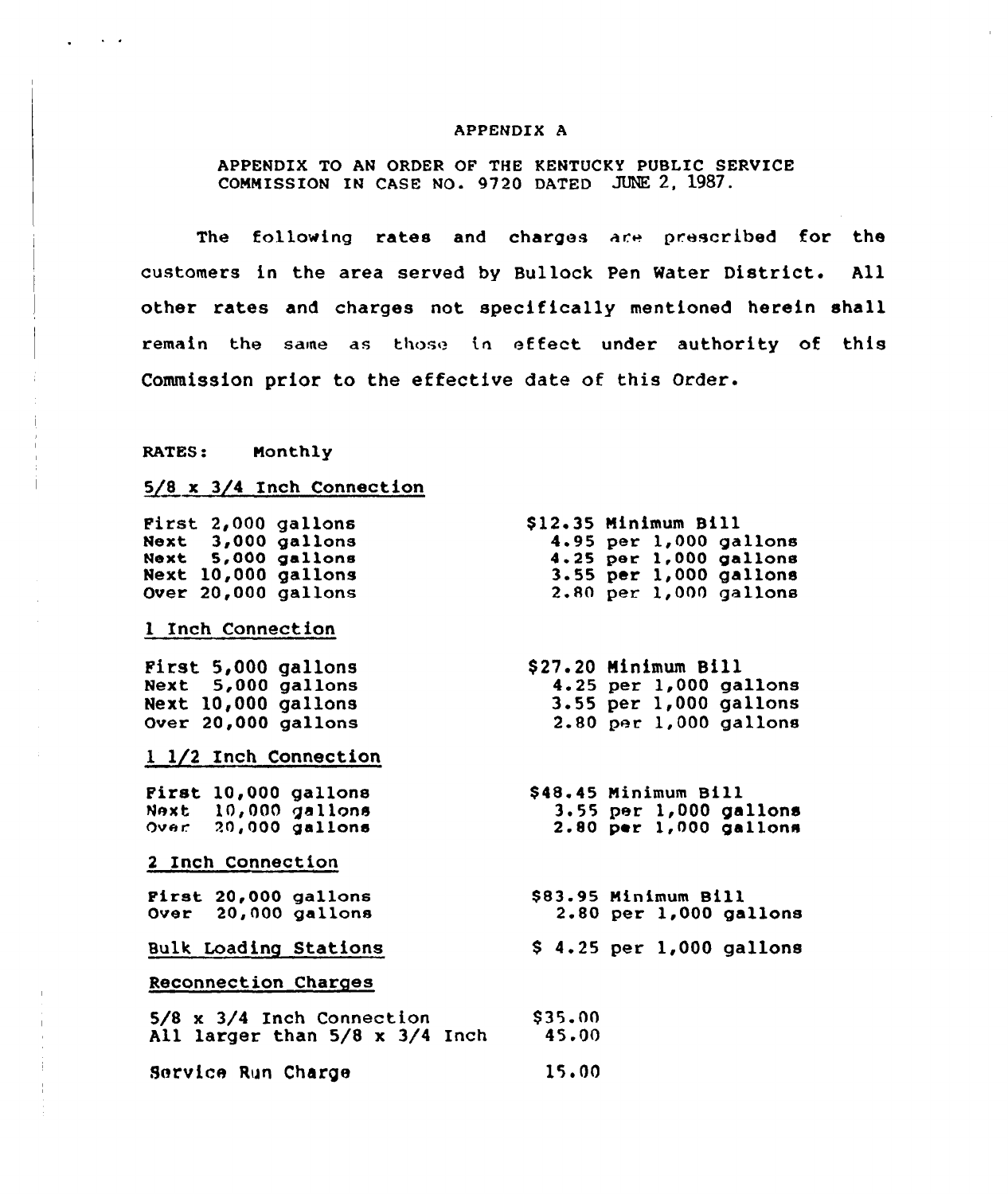# APPENDIX A

APPENDIX TO AN ORDER OF THE KENTUCKY PUBLIC SERVICE COMMISSION IN CASE NO. 9720 DATED JUNE 2, 1987.

The following rates and charges are prescribed for the customers in the area served by Bullock Pen Water District. All other rates and charges not specifically mentioned herein shall remain the same as those in effect under authority of this Commission prior to the effective date of this Order.

RATES: Monthly

5/8 x 3/4 Inch Connection

| | |
|---|---|
| First 2,000 gallons | $12.35 Minimum Bill |
| Next 3,000 gallons | 4.95 per 1,000 gallons |
| Next 5,000 gallons | 4.25 per 1,000 gallons |
| Next 10,000 gallons | 3.55 per 1,000 gallons |
| Over 20,000 gallons | 2.80 per 1,000 gallons |

1 Inch Connection

| | |
|---|---|
| First 5,000 gallons | $27.20 Minimum Bill |
| Next 5,000 gallons | 4.25 per 1,000 gallons |
| Next 10,000 gallons | 3.55 per 1,000 gallons |
| Over 20,000 gallons | 2.80 per 1,000 gallons |

1 1/2 Inch Connection

| | |
|---|---|
| First 10,000 gallons | $48.45 Minimum Bill |
| Next 10,000 gallons | 3.55 per 1,000 gallons |
| Over 20,000 gallons | 2.80 per 1,000 gallons |

2 Inch Connection

| | |
|---|---|
| First 20,000 gallons | $83.95 Minimum Bill |
| Over 20,000 gallons | 2.80 per 1,000 gallons |

| | |
|---|---|
| Bulk Loading Stations | $ 4.25 per 1,000 gallons |

Reconnection Charges

| | |
|---|---|
| 5/8 x 3/4 Inch Connection | $35.00 |
| All larger than 5/8 x 3/4 Inch | 45.00 |
| Service Run Charge | 15.00 |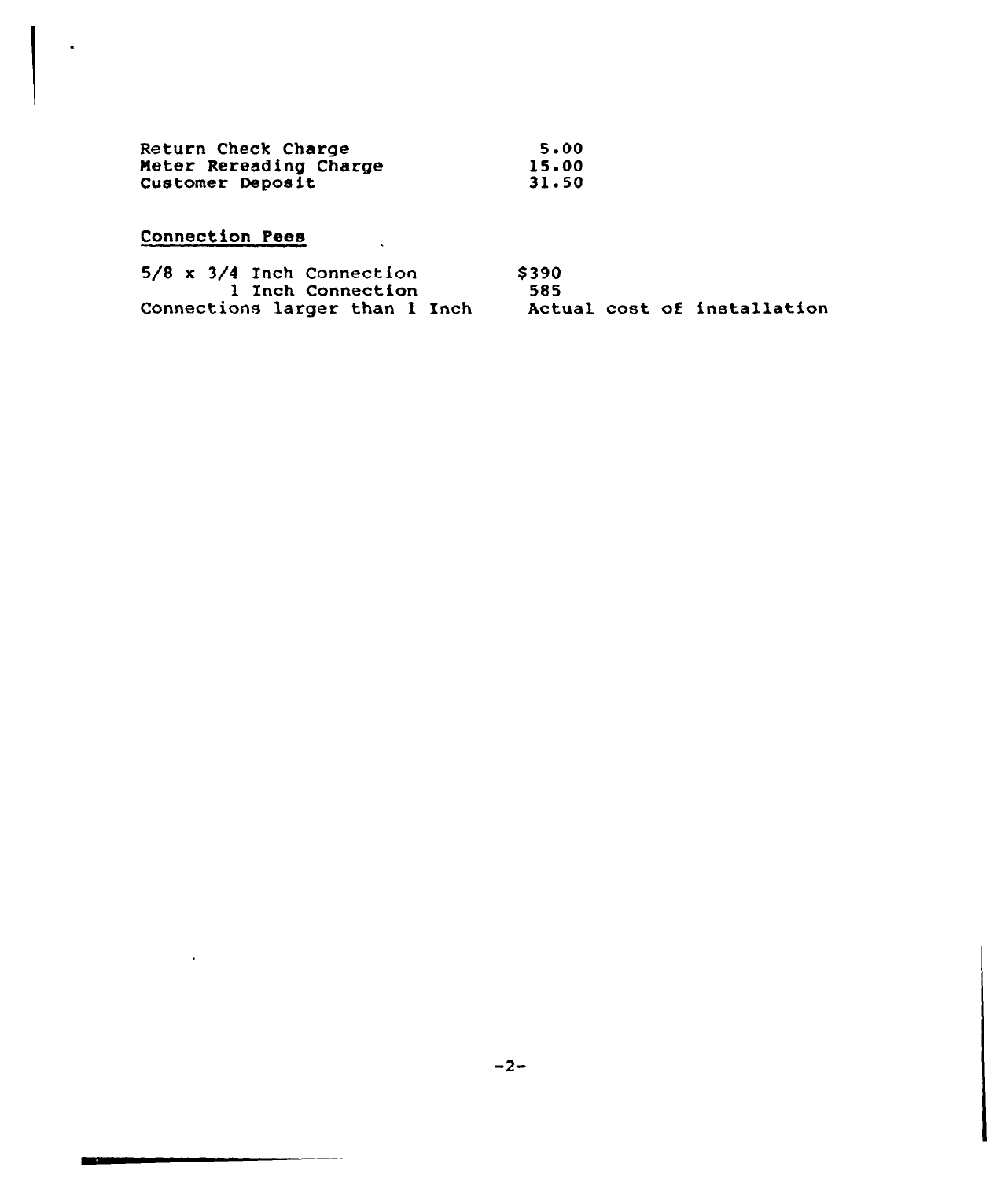| | |
|---|---|
| Return Check Charge | 5.00 |
| Meter Rereading Charge | 15.00 |
| Customer Deposit | 31.50 |

Connection Fees

| | |
|---|---|
| 5/8 x 3/4 Inch Connection | $390 |
| 1 Inch Connection | 585 |
| Connections larger than 1 Inch | Actual cost of installation |